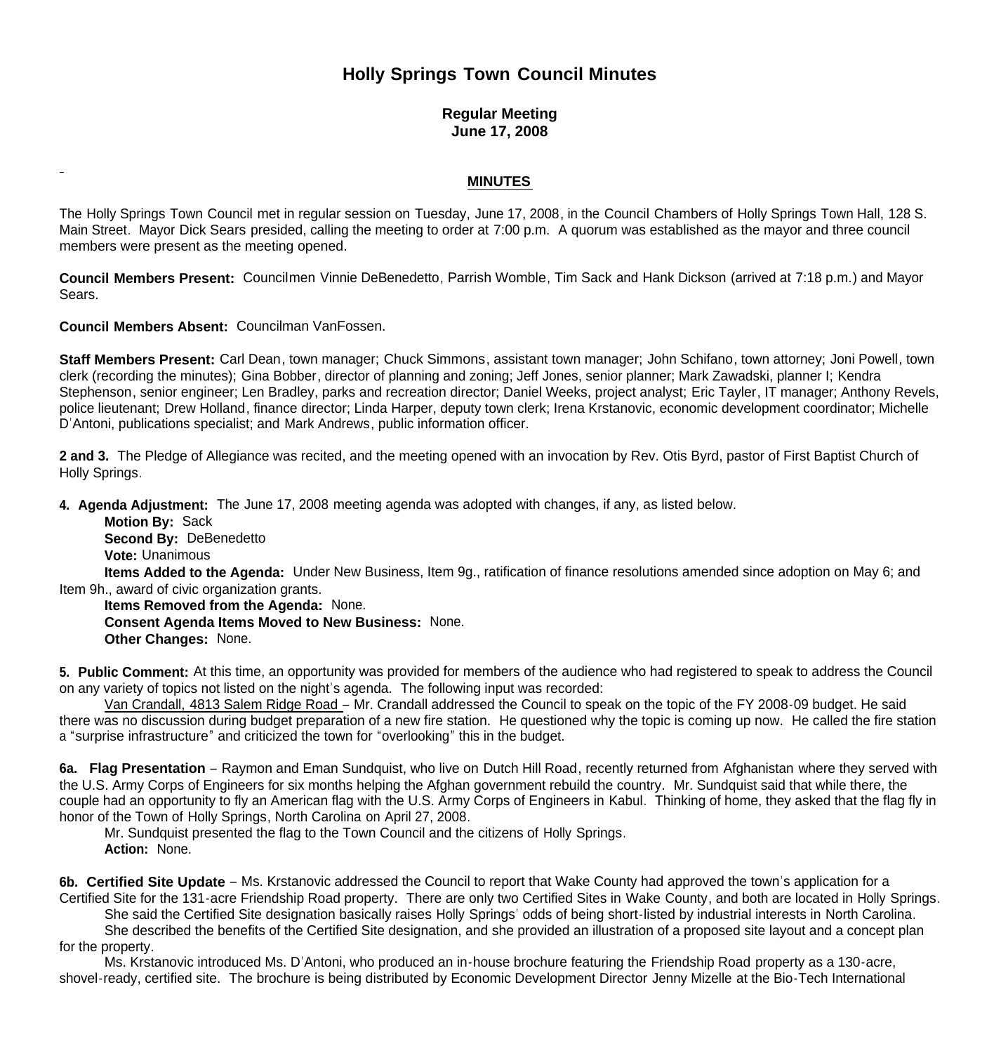# Holly Springs Town Council Minutes

**Regular Meeting**
**June 17, 2008**

**MINUTES**

The Holly Springs Town Council met in regular session on Tuesday, June 17, 2008, in the Council Chambers of Holly Springs Town Hall, 128 S. Main Street. Mayor Dick Sears presided, calling the meeting to order at 7:00 p.m. A quorum was established as the mayor and three council members were present as the meeting opened.

**Council Members Present:** Councilmen Vinnie DeBenedetto, Parrish Womble, Tim Sack and Hank Dickson (arrived at 7:18 p.m.) and Mayor Sears.

**Council Members Absent:** Councilman VanFossen.

**Staff Members Present:** Carl Dean, town manager; Chuck Simmons, assistant town manager; John Schifano, town attorney; Joni Powell, town clerk (recording the minutes); Gina Bobber, director of planning and zoning; Jeff Jones, senior planner; Mark Zawadski, planner I; Kendra Stephenson, senior engineer; Len Bradley, parks and recreation director; Daniel Weeks, project analyst; Eric Tayler, IT manager; Anthony Revels, police lieutenant; Drew Holland, finance director; Linda Harper, deputy town clerk; Irena Krstanovic, economic development coordinator; Michelle D'Antoni, publications specialist; and Mark Andrews, public information officer.

**2 and 3.** The Pledge of Allegiance was recited, and the meeting opened with an invocation by Rev. Otis Byrd, pastor of First Baptist Church of Holly Springs.

**4. Agenda Adjustment:** The June 17, 2008 meeting agenda was adopted with changes, if any, as listed below.

**Motion By:** Sack
**Second By:** DeBenedetto
**Vote:** Unanimous
**Items Added to the Agenda:** Under New Business, Item 9g., ratification of finance resolutions amended since adoption on May 6; and Item 9h., award of civic organization grants.
**Items Removed from the Agenda:** None.
**Consent Agenda Items Moved to New Business:** None.
**Other Changes:** None.

**5. Public Comment:** At this time, an opportunity was provided for members of the audience who had registered to speak to address the Council on any variety of topics not listed on the night's agenda. The following input was recorded:

Van Crandall, 4813 Salem Ridge Road – Mr. Crandall addressed the Council to speak on the topic of the FY 2008-09 budget. He said there was no discussion during budget preparation of a new fire station. He questioned why the topic is coming up now. He called the fire station a "surprise infrastructure" and criticized the town for "overlooking" this in the budget.

**6a. Flag Presentation** – Raymon and Eman Sundquist, who live on Dutch Hill Road, recently returned from Afghanistan where they served with the U.S. Army Corps of Engineers for six months helping the Afghan government rebuild the country. Mr. Sundquist said that while there, the couple had an opportunity to fly an American flag with the U.S. Army Corps of Engineers in Kabul. Thinking of home, they asked that the flag fly in honor of the Town of Holly Springs, North Carolina on April 27, 2008.

Mr. Sundquist presented the flag to the Town Council and the citizens of Holly Springs.
**Action:** None.

**6b. Certified Site Update** – Ms. Krstanovic addressed the Council to report that Wake County had approved the town's application for a Certified Site for the 131-acre Friendship Road property. There are only two Certified Sites in Wake County, and both are located in Holly Springs.

She said the Certified Site designation basically raises Holly Springs' odds of being short-listed by industrial interests in North Carolina.

She described the benefits of the Certified Site designation, and she provided an illustration of a proposed site layout and a concept plan for the property.

Ms. Krstanovic introduced Ms. D'Antoni, who produced an in-house brochure featuring the Friendship Road property as a 130-acre, shovel-ready, certified site. The brochure is being distributed by Economic Development Director Jenny Mizelle at the Bio-Tech International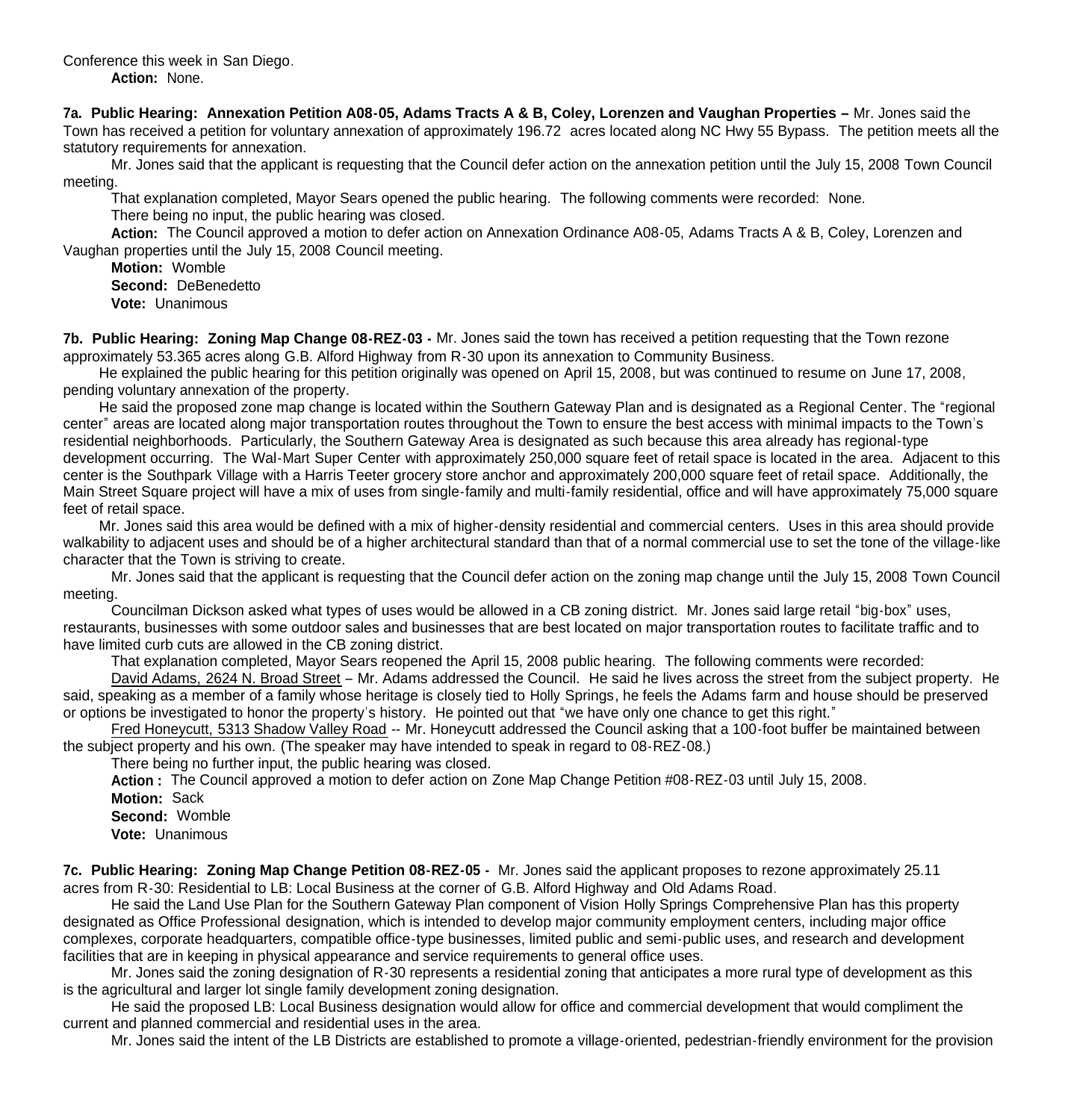Conference this week in San Diego.

**Action:** None.

**7a. Public Hearing: Annexation Petition A08-05, Adams Tracts A & B, Coley, Lorenzen and Vaughan Properties –** Mr. Jones said the Town has received a petition for voluntary annexation of approximately 196.72 acres located along NC Hwy 55 Bypass. The petition meets all the statutory requirements for annexation.

Mr. Jones said that the applicant is requesting that the Council defer action on the annexation petition until the July 15, 2008 Town Council meeting.

That explanation completed, Mayor Sears opened the public hearing. The following comments were recorded: None.

There being no input, the public hearing was closed.

**Action:** The Council approved a motion to defer action on Annexation Ordinance A08-05, Adams Tracts A & B, Coley, Lorenzen and Vaughan properties until the July 15, 2008 Council meeting.

**Motion:** Womble
**Second:** DeBenedetto
**Vote:** Unanimous

**7b. Public Hearing: Zoning Map Change 08-REZ-03 -** Mr. Jones said the town has received a petition requesting that the Town rezone approximately 53.365 acres along G.B. Alford Highway from R-30 upon its annexation to Community Business.

He explained the public hearing for this petition originally was opened on April 15, 2008, but was continued to resume on June 17, 2008, pending voluntary annexation of the property.

He said the proposed zone map change is located within the Southern Gateway Plan and is designated as a Regional Center. The "regional center" areas are located along major transportation routes throughout the Town to ensure the best access with minimal impacts to the Town's residential neighborhoods. Particularly, the Southern Gateway Area is designated as such because this area already has regional-type development occurring. The Wal-Mart Super Center with approximately 250,000 square feet of retail space is located in the area. Adjacent to this center is the Southpark Village with a Harris Teeter grocery store anchor and approximately 200,000 square feet of retail space. Additionally, the Main Street Square project will have a mix of uses from single-family and multi-family residential, office and will have approximately 75,000 square feet of retail space.

Mr. Jones said this area would be defined with a mix of higher-density residential and commercial centers. Uses in this area should provide walkability to adjacent uses and should be of a higher architectural standard than that of a normal commercial use to set the tone of the village-like character that the Town is striving to create.

Mr. Jones said that the applicant is requesting that the Council defer action on the zoning map change until the July 15, 2008 Town Council meeting.

Councilman Dickson asked what types of uses would be allowed in a CB zoning district. Mr. Jones said large retail "big-box" uses, restaurants, businesses with some outdoor sales and businesses that are best located on major transportation routes to facilitate traffic and to have limited curb cuts are allowed in the CB zoning district.

That explanation completed, Mayor Sears reopened the April 15, 2008 public hearing. The following comments were recorded:

David Adams, 2624 N. Broad Street – Mr. Adams addressed the Council. He said he lives across the street from the subject property. He said, speaking as a member of a family whose heritage is closely tied to Holly Springs, he feels the Adams farm and house should be preserved or options be investigated to honor the property's history. He pointed out that "we have only one chance to get this right."

Fred Honeycutt, 5313 Shadow Valley Road -- Mr. Honeycutt addressed the Council asking that a 100-foot buffer be maintained between the subject property and his own. (The speaker may have intended to speak in regard to 08-REZ-08.)

There being no further input, the public hearing was closed.

**Action :** The Council approved a motion to defer action on Zone Map Change Petition #08-REZ-03 until July 15, 2008.

**Motion:** Sack
**Second:** Womble
**Vote:** Unanimous

**7c. Public Hearing: Zoning Map Change Petition 08-REZ-05 -** Mr. Jones said the applicant proposes to rezone approximately 25.11 acres from R-30: Residential to LB: Local Business at the corner of G.B. Alford Highway and Old Adams Road.

He said the Land Use Plan for the Southern Gateway Plan component of Vision Holly Springs Comprehensive Plan has this property designated as Office Professional designation, which is intended to develop major community employment centers, including major office complexes, corporate headquarters, compatible office-type businesses, limited public and semi-public uses, and research and development facilities that are in keeping in physical appearance and service requirements to general office uses.

Mr. Jones said the zoning designation of R-30 represents a residential zoning that anticipates a more rural type of development as this is the agricultural and larger lot single family development zoning designation.

He said the proposed LB: Local Business designation would allow for office and commercial development that would compliment the current and planned commercial and residential uses in the area.

Mr. Jones said the intent of the LB Districts are established to promote a village-oriented, pedestrian-friendly environment for the provision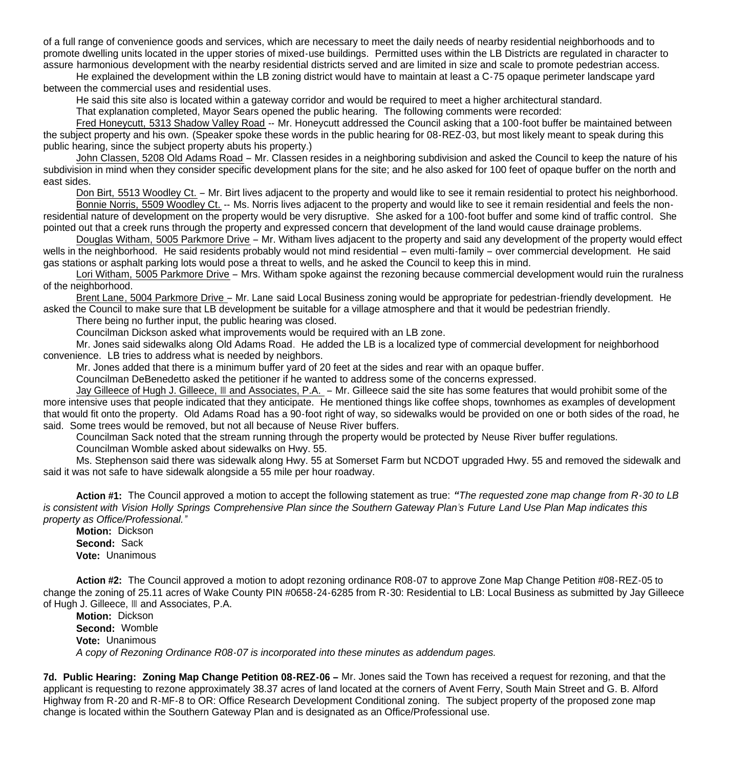of a full range of convenience goods and services, which are necessary to meet the daily needs of nearby residential neighborhoods and to promote dwelling units located in the upper stories of mixed-use buildings. Permitted uses within the LB Districts are regulated in character to assure harmonious development with the nearby residential districts served and are limited in size and scale to promote pedestrian access.

He explained the development within the LB zoning district would have to maintain at least a C-75 opaque perimeter landscape yard between the commercial uses and residential uses.

He said this site also is located within a gateway corridor and would be required to meet a higher architectural standard.

That explanation completed, Mayor Sears opened the public hearing. The following comments were recorded:

Fred Honeycutt, 5313 Shadow Valley Road -- Mr. Honeycutt addressed the Council asking that a 100-foot buffer be maintained between the subject property and his own. (Speaker spoke these words in the public hearing for 08-REZ-03, but most likely meant to speak during this public hearing, since the subject property abuts his property.)

John Classen, 5208 Old Adams Road – Mr. Classen resides in a neighboring subdivision and asked the Council to keep the nature of his subdivision in mind when they consider specific development plans for the site; and he also asked for 100 feet of opaque buffer on the north and east sides.

Don Birt, 5513 Woodley Ct. – Mr. Birt lives adjacent to the property and would like to see it remain residential to protect his neighborhood.

Bonnie Norris, 5509 Woodley Ct. -- Ms. Norris lives adjacent to the property and would like to see it remain residential and feels the non-residential nature of development on the property would be very disruptive. She asked for a 100-foot buffer and some kind of traffic control. She pointed out that a creek runs through the property and expressed concern that development of the land would cause drainage problems.

Douglas Witham, 5005 Parkmore Drive – Mr. Witham lives adjacent to the property and said any development of the property would effect wells in the neighborhood. He said residents probably would not mind residential – even multi-family – over commercial development. He said gas stations or asphalt parking lots would pose a threat to wells, and he asked the Council to keep this in mind.

Lori Witham, 5005 Parkmore Drive – Mrs. Witham spoke against the rezoning because commercial development would ruin the ruralness of the neighborhood.

Brent Lane, 5004 Parkmore Drive – Mr. Lane said Local Business zoning would be appropriate for pedestrian-friendly development. He asked the Council to make sure that LB development be suitable for a village atmosphere and that it would be pedestrian friendly.

There being no further input, the public hearing was closed.

Councilman Dickson asked what improvements would be required with an LB zone.

Mr. Jones said sidewalks along Old Adams Road. He added the LB is a localized type of commercial development for neighborhood convenience. LB tries to address what is needed by neighbors.

Mr. Jones added that there is a minimum buffer yard of 20 feet at the sides and rear with an opaque buffer.

Councilman DeBenedetto asked the petitioner if he wanted to address some of the concerns expressed.

Jay Gilleece of Hugh J. Gilleece, lll and Associates, P.A. – Mr. Gilleece said the site has some features that would prohibit some of the more intensive uses that people indicated that they anticipate. He mentioned things like coffee shops, townhomes as examples of development that would fit onto the property. Old Adams Road has a 90-foot right of way, so sidewalks would be provided on one or both sides of the road, he said. Some trees would be removed, but not all because of Neuse River buffers.

Councilman Sack noted that the stream running through the property would be protected by Neuse River buffer regulations.

Councilman Womble asked about sidewalks on Hwy. 55.

Ms. Stephenson said there was sidewalk along Hwy. 55 at Somerset Farm but NCDOT upgraded Hwy. 55 and removed the sidewalk and said it was not safe to have sidewalk alongside a 55 mile per hour roadway.

**Action #1:** The Council approved a motion to accept the following statement as true: *"The requested zone map change from R-30 to LB is consistent with Vision Holly Springs Comprehensive Plan since the Southern Gateway Plan's Future Land Use Plan Map indicates this property as Office/Professional."*

**Motion:** Dickson
**Second:** Sack
**Vote:** Unanimous

**Action #2:** The Council approved a motion to adopt rezoning ordinance R08-07 to approve Zone Map Change Petition #08-REZ-05 to change the zoning of 25.11 acres of Wake County PIN #0658-24-6285 from R-30: Residential to LB: Local Business as submitted by Jay Gilleece of Hugh J. Gilleece, lll and Associates, P.A.

**Motion:** Dickson
**Second:** Womble
**Vote:** Unanimous
*A copy of Rezoning Ordinance R08-07 is incorporated into these minutes as addendum pages.*

**7d. Public Hearing: Zoning Map Change Petition 08-REZ-06 –** Mr. Jones said the Town has received a request for rezoning, and that the applicant is requesting to rezone approximately 38.37 acres of land located at the corners of Avent Ferry, South Main Street and G. B. Alford Highway from R-20 and R-MF-8 to OR: Office Research Development Conditional zoning. The subject property of the proposed zone map change is located within the Southern Gateway Plan and is designated as an Office/Professional use.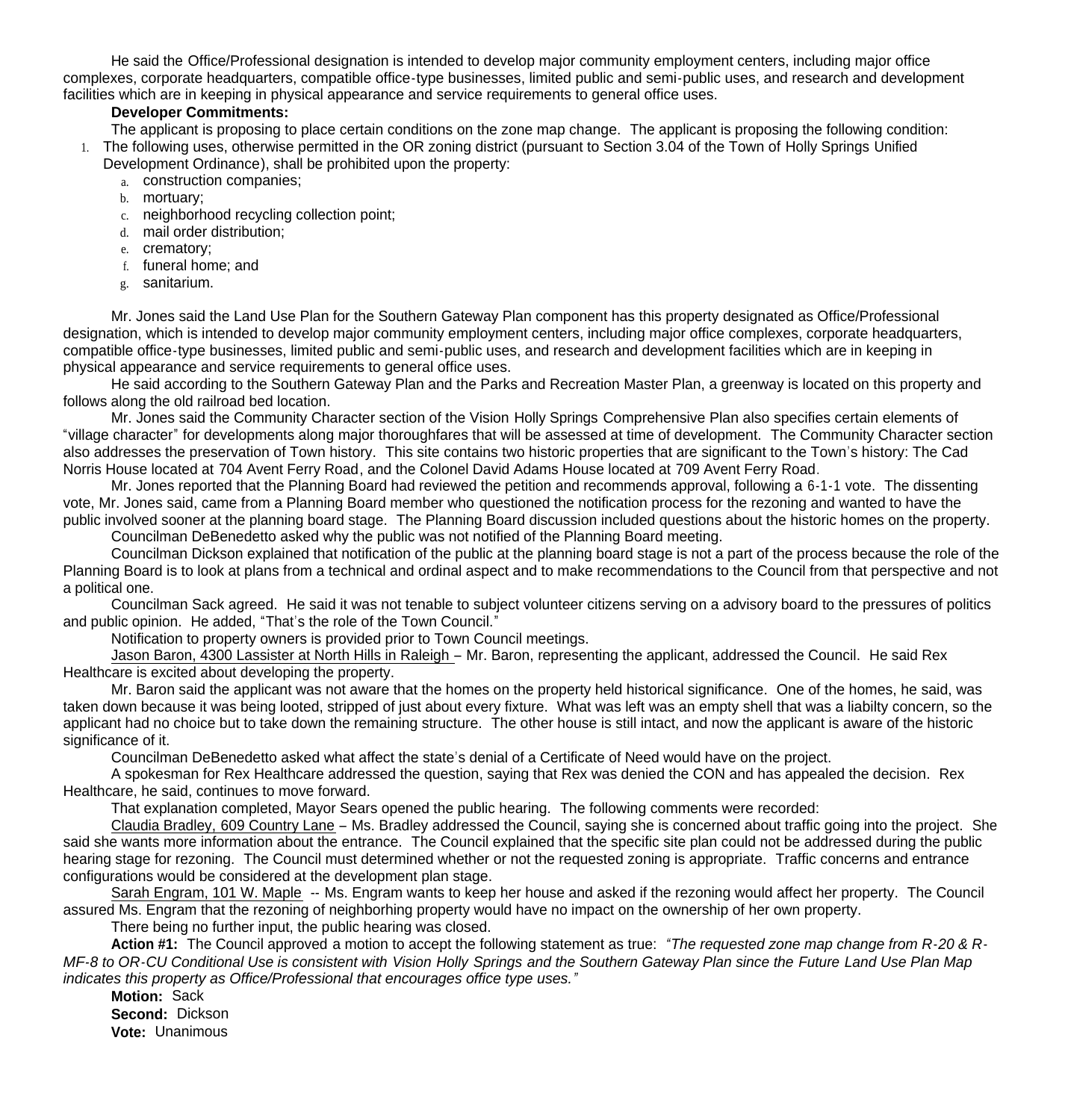He said the Office/Professional designation is intended to develop major community employment centers, including major office complexes, corporate headquarters, compatible office-type businesses, limited public and semi-public uses, and research and development facilities which are in keeping in physical appearance and service requirements to general office uses.

**Developer Commitments:**

The applicant is proposing to place certain conditions on the zone map change. The applicant is proposing the following condition:

1. The following uses, otherwise permitted in the OR zoning district (pursuant to Section 3.04 of the Town of Holly Springs Unified Development Ordinance), shall be prohibited upon the property:
   a. construction companies;
   b. mortuary;
   c. neighborhood recycling collection point;
   d. mail order distribution;
   e. crematory;
   f. funeral home; and
   g. sanitarium.

Mr. Jones said the Land Use Plan for the Southern Gateway Plan component has this property designated as Office/Professional designation, which is intended to develop major community employment centers, including major office complexes, corporate headquarters, compatible office-type businesses, limited public and semi-public uses, and research and development facilities which are in keeping in physical appearance and service requirements to general office uses.

He said according to the Southern Gateway Plan and the Parks and Recreation Master Plan, a greenway is located on this property and follows along the old railroad bed location.

Mr. Jones said the Community Character section of the Vision Holly Springs Comprehensive Plan also specifies certain elements of "village character" for developments along major thoroughfares that will be assessed at time of development. The Community Character section also addresses the preservation of Town history. This site contains two historic properties that are significant to the Town's history: The Cad Norris House located at 704 Avent Ferry Road, and the Colonel David Adams House located at 709 Avent Ferry Road.

Mr. Jones reported that the Planning Board had reviewed the petition and recommends approval, following a 6-1-1 vote. The dissenting vote, Mr. Jones said, came from a Planning Board member who questioned the notification process for the rezoning and wanted to have the public involved sooner at the planning board stage. The Planning Board discussion included questions about the historic homes on the property.

Councilman DeBenedetto asked why the public was not notified of the Planning Board meeting.

Councilman Dickson explained that notification of the public at the planning board stage is not a part of the process because the role of the Planning Board is to look at plans from a technical and ordinal aspect and to make recommendations to the Council from that perspective and not a political one.

Councilman Sack agreed. He said it was not tenable to subject volunteer citizens serving on a advisory board to the pressures of politics and public opinion. He added, "That's the role of the Town Council."

Notification to property owners is provided prior to Town Council meetings.

Jason Baron, 4300 Lassister at North Hills in Raleigh – Mr. Baron, representing the applicant, addressed the Council. He said Rex Healthcare is excited about developing the property.

Mr. Baron said the applicant was not aware that the homes on the property held historical significance. One of the homes, he said, was taken down because it was being looted, stripped of just about every fixture. What was left was an empty shell that was a liabilty concern, so the applicant had no choice but to take down the remaining structure. The other house is still intact, and now the applicant is aware of the historic significance of it.

Councilman DeBenedetto asked what affect the state's denial of a Certificate of Need would have on the project.

A spokesman for Rex Healthcare addressed the question, saying that Rex was denied the CON and has appealed the decision. Rex Healthcare, he said, continues to move forward.

That explanation completed, Mayor Sears opened the public hearing. The following comments were recorded:

Claudia Bradley, 609 Country Lane – Ms. Bradley addressed the Council, saying she is concerned about traffic going into the project. She said she wants more information about the entrance. The Council explained that the specific site plan could not be addressed during the public hearing stage for rezoning. The Council must determined whether or not the requested zoning is appropriate. Traffic concerns and entrance configurations would be considered at the development plan stage.

Sarah Engram, 101 W. Maple -- Ms. Engram wants to keep her house and asked if the rezoning would affect her property. The Council assured Ms. Engram that the rezoning of neighborhing property would have no impact on the ownership of her own property.

There being no further input, the public hearing was closed.

**Action #1:** The Council approved a motion to accept the following statement as true: *"The requested zone map change from R-20 & R-MF-8 to OR-CU Conditional Use is consistent with Vision Holly Springs and the Southern Gateway Plan since the Future Land Use Plan Map indicates this property as Office/Professional that encourages office type uses."*

**Motion:** Sack
**Second:** Dickson
**Vote:** Unanimous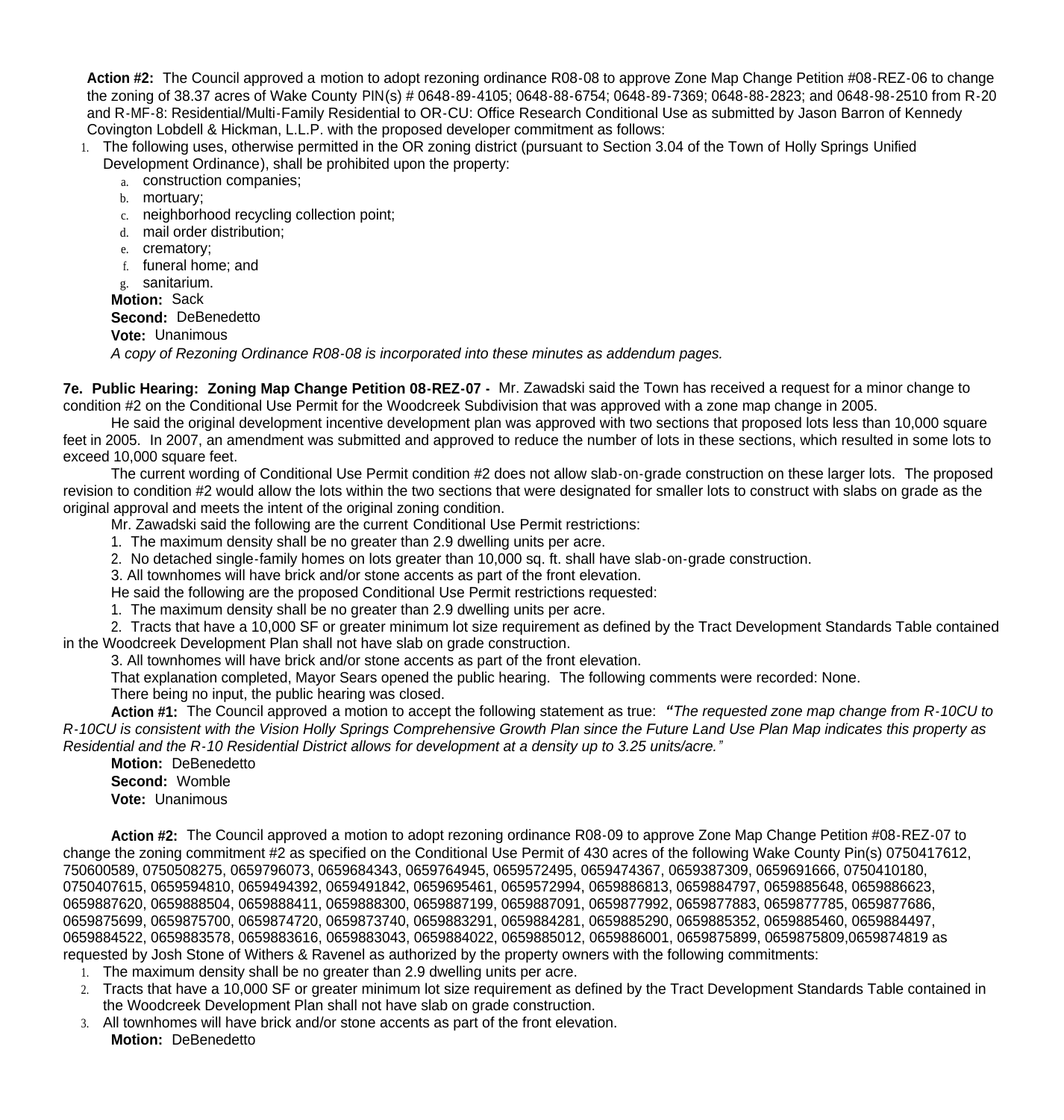**Action #2:** The Council approved a motion to adopt rezoning ordinance R08-08 to approve Zone Map Change Petition #08-REZ-06 to change the zoning of 38.37 acres of Wake County PIN(s) # 0648-89-4105; 0648-88-6754; 0648-89-7369; 0648-88-2823; and 0648-98-2510 from R-20 and R-MF-8: Residential/Multi-Family Residential to OR-CU: Office Research Conditional Use as submitted by Jason Barron of Kennedy Covington Lobdell & Hickman, L.L.P. with the proposed developer commitment as follows:

1. The following uses, otherwise permitted in the OR zoning district (pursuant to Section 3.04 of the Town of Holly Springs Unified Development Ordinance), shall be prohibited upon the property:
   a. construction companies;
   b. mortuary;
   c. neighborhood recycling collection point;
   d. mail order distribution;
   e. crematory;
   f. funeral home; and
   g. sanitarium.

**Motion:** Sack
**Second:** DeBenedetto
**Vote:** Unanimous
*A copy of Rezoning Ordinance R08-08 is incorporated into these minutes as addendum pages.*

**7e. Public Hearing: Zoning Map Change Petition 08-REZ-07 -** Mr. Zawadski said the Town has received a request for a minor change to condition #2 on the Conditional Use Permit for the Woodcreek Subdivision that was approved with a zone map change in 2005.

He said the original development incentive development plan was approved with two sections that proposed lots less than 10,000 square feet in 2005. In 2007, an amendment was submitted and approved to reduce the number of lots in these sections, which resulted in some lots to exceed 10,000 square feet.

The current wording of Conditional Use Permit condition #2 does not allow slab-on-grade construction on these larger lots. The proposed revision to condition #2 would allow the lots within the two sections that were designated for smaller lots to construct with slabs on grade as the original approval and meets the intent of the original zoning condition.

Mr. Zawadski said the following are the current Conditional Use Permit restrictions:

1. The maximum density shall be no greater than 2.9 dwelling units per acre.
2. No detached single-family homes on lots greater than 10,000 sq. ft. shall have slab-on-grade construction.
3. All townhomes will have brick and/or stone accents as part of the front elevation.

He said the following are the proposed Conditional Use Permit restrictions requested:

1. The maximum density shall be no greater than 2.9 dwelling units per acre.
2. Tracts that have a 10,000 SF or greater minimum lot size requirement as defined by the Tract Development Standards Table contained in the Woodcreek Development Plan shall not have slab on grade construction.
3. All townhomes will have brick and/or stone accents as part of the front elevation.

That explanation completed, Mayor Sears opened the public hearing. The following comments were recorded: None.

There being no input, the public hearing was closed.

**Action #1:** The Council approved a motion to accept the following statement as true: ***"****The requested zone map change from R-10CU to R-10CU is consistent with the Vision Holly Springs Comprehensive Growth Plan since the Future Land Use Plan Map indicates this property as Residential and the R-10 Residential District allows for development at a density up to 3.25 units/acre."*

**Motion:** DeBenedetto
**Second:** Womble
**Vote:** Unanimous

**Action #2:** The Council approved a motion to adopt rezoning ordinance R08-09 to approve Zone Map Change Petition #08-REZ-07 to change the zoning commitment #2 as specified on the Conditional Use Permit of 430 acres of the following Wake County Pin(s) 0750417612, 750600589, 0750508275, 0659796073, 0659684343, 0659764945, 0659572495, 0659474367, 0659387309, 0659691666, 0750410180, 0750407615, 0659594810, 0659494392, 0659491842, 0659695461, 0659572994, 0659886813, 0659884797, 0659885648, 0659886623, 0659887620, 0659888504, 0659888411, 0659888300, 0659887199, 0659887091, 0659877992, 0659877883, 0659877785, 0659877686, 0659875699, 0659875700, 0659874720, 0659873740, 0659883291, 0659884281, 0659885290, 0659885352, 0659885460, 0659884497, 0659884522, 0659883578, 0659883616, 0659883043, 0659884022, 0659885012, 0659886001, 0659875899, 0659875809,0659874819 as requested by Josh Stone of Withers & Ravenel as authorized by the property owners with the following commitments:

1. The maximum density shall be no greater than 2.9 dwelling units per acre.
2. Tracts that have a 10,000 SF or greater minimum lot size requirement as defined by the Tract Development Standards Table contained in the Woodcreek Development Plan shall not have slab on grade construction.
3. All townhomes will have brick and/or stone accents as part of the front elevation.

**Motion:** DeBenedetto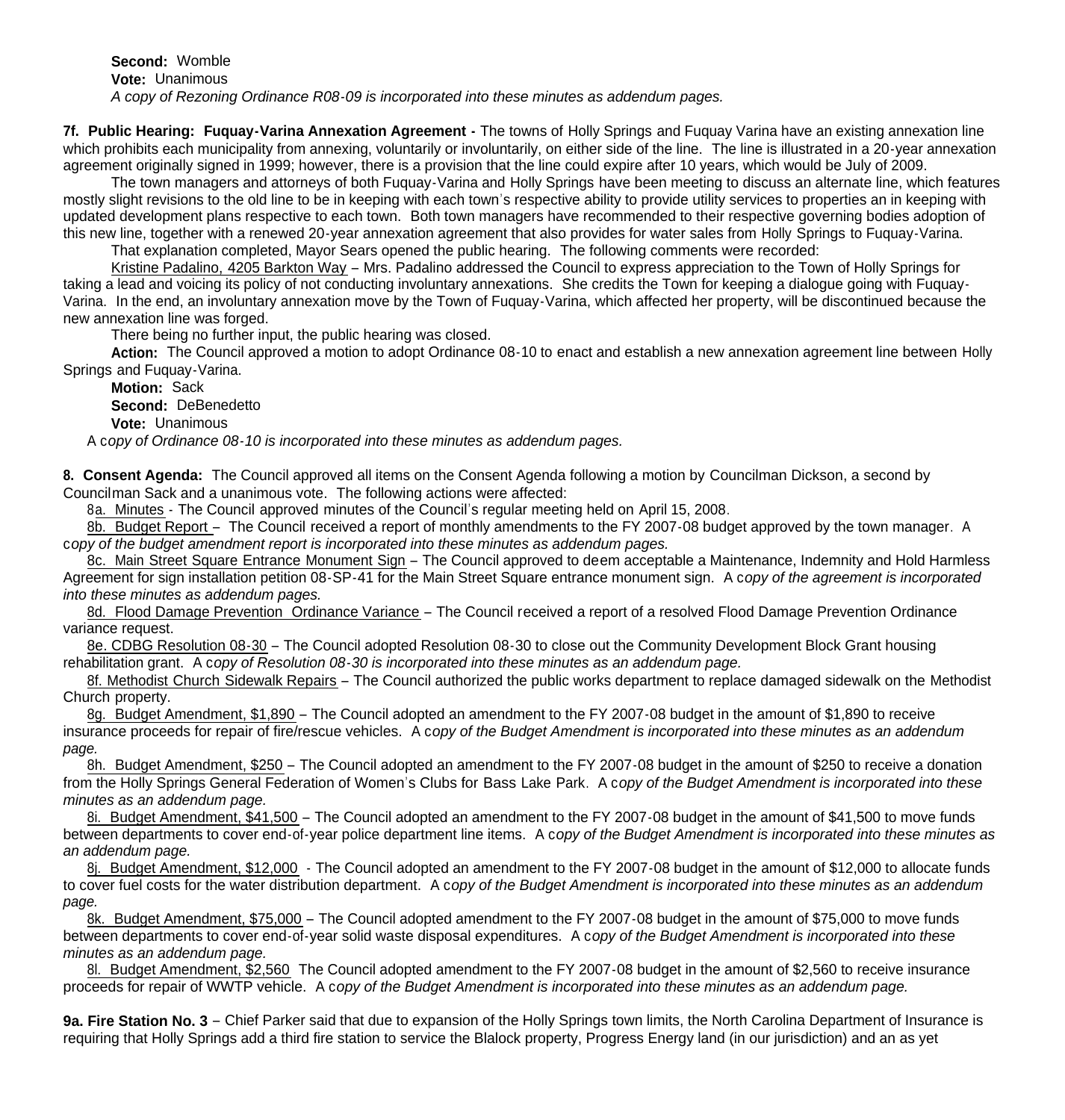**Second:** Womble

**Vote:** Unanimous

*A copy of Rezoning Ordinance R08-09 is incorporated into these minutes as addendum pages.*

**7f. Public Hearing: Fuquay-Varina Annexation Agreement -** The towns of Holly Springs and Fuquay Varina have an existing annexation line which prohibits each municipality from annexing, voluntarily or involuntarily, on either side of the line. The line is illustrated in a 20-year annexation agreement originally signed in 1999; however, there is a provision that the line could expire after 10 years, which would be July of 2009.

The town managers and attorneys of both Fuquay-Varina and Holly Springs have been meeting to discuss an alternate line, which features mostly slight revisions to the old line to be in keeping with each town's respective ability to provide utility services to properties an in keeping with updated development plans respective to each town. Both town managers have recommended to their respective governing bodies adoption of this new line, together with a renewed 20-year annexation agreement that also provides for water sales from Holly Springs to Fuquay-Varina.

That explanation completed, Mayor Sears opened the public hearing. The following comments were recorded:

Kristine Padalino, 4205 Barkton Way – Mrs. Padalino addressed the Council to express appreciation to the Town of Holly Springs for taking a lead and voicing its policy of not conducting involuntary annexations. She credits the Town for keeping a dialogue going with Fuquay-Varina. In the end, an involuntary annexation move by the Town of Fuquay-Varina, which affected her property, will be discontinued because the new annexation line was forged.

There being no further input, the public hearing was closed.

**Action:** The Council approved a motion to adopt Ordinance 08-10 to enact and establish a new annexation agreement line between Holly Springs and Fuquay-Varina.

**Motion:** Sack

**Second:** DeBenedetto

**Vote:** Unanimous

A c*opy of Ordinance 08-10 is incorporated into these minutes as addendum pages.*

**8. Consent Agenda:** The Council approved all items on the Consent Agenda following a motion by Councilman Dickson, a second by Councilman Sack and a unanimous vote. The following actions were affected:

8a. Minutes - The Council approved minutes of the Council's regular meeting held on April 15, 2008.

8b. Budget Report – The Council received a report of monthly amendments to the FY 2007-08 budget approved by the town manager. A c*opy of the budget amendment report is incorporated into these minutes as addendum pages.*

8c. Main Street Square Entrance Monument Sign – The Council approved to deem acceptable a Maintenance, Indemnity and Hold Harmless Agreement for sign installation petition 08-SP-41 for the Main Street Square entrance monument sign. A c*opy of the agreement is incorporated into these minutes as addendum pages.*

8d. Flood Damage Prevention Ordinance Variance – The Council received a report of a resolved Flood Damage Prevention Ordinance variance request.

8e. CDBG Resolution 08-30 – The Council adopted Resolution 08-30 to close out the Community Development Block Grant housing rehabilitation grant. A c*opy of Resolution 08-30 is incorporated into these minutes as an addendum page.*

8f. Methodist Church Sidewalk Repairs – The Council authorized the public works department to replace damaged sidewalk on the Methodist Church property.

8g. Budget Amendment, $1,890 – The Council adopted an amendment to the FY 2007-08 budget in the amount of $1,890 to receive insurance proceeds for repair of fire/rescue vehicles. A c*opy of the Budget Amendment is incorporated into these minutes as an addendum page.*

8h. Budget Amendment, $250 – The Council adopted an amendment to the FY 2007-08 budget in the amount of $250 to receive a donation from the Holly Springs General Federation of Women's Clubs for Bass Lake Park. A c*opy of the Budget Amendment is incorporated into these minutes as an addendum page.*

8i. Budget Amendment, $41,500 – The Council adopted an amendment to the FY 2007-08 budget in the amount of $41,500 to move funds between departments to cover end-of-year police department line items. A c*opy of the Budget Amendment is incorporated into these minutes as an addendum page.*

8j. Budget Amendment, $12,000 - The Council adopted an amendment to the FY 2007-08 budget in the amount of $12,000 to allocate funds to cover fuel costs for the water distribution department. A c*opy of the Budget Amendment is incorporated into these minutes as an addendum page.*

8k. Budget Amendment, $75,000 – The Council adopted amendment to the FY 2007-08 budget in the amount of $75,000 to move funds between departments to cover end-of-year solid waste disposal expenditures. A c*opy of the Budget Amendment is incorporated into these minutes as an addendum page.*

8l. Budget Amendment, $2,560 The Council adopted amendment to the FY 2007-08 budget in the amount of $2,560 to receive insurance proceeds for repair of WWTP vehicle. A c*opy of the Budget Amendment is incorporated into these minutes as an addendum page.*

**9a. Fire Station No. 3** – Chief Parker said that due to expansion of the Holly Springs town limits, the North Carolina Department of Insurance is requiring that Holly Springs add a third fire station to service the Blalock property, Progress Energy land (in our jurisdiction) and an as yet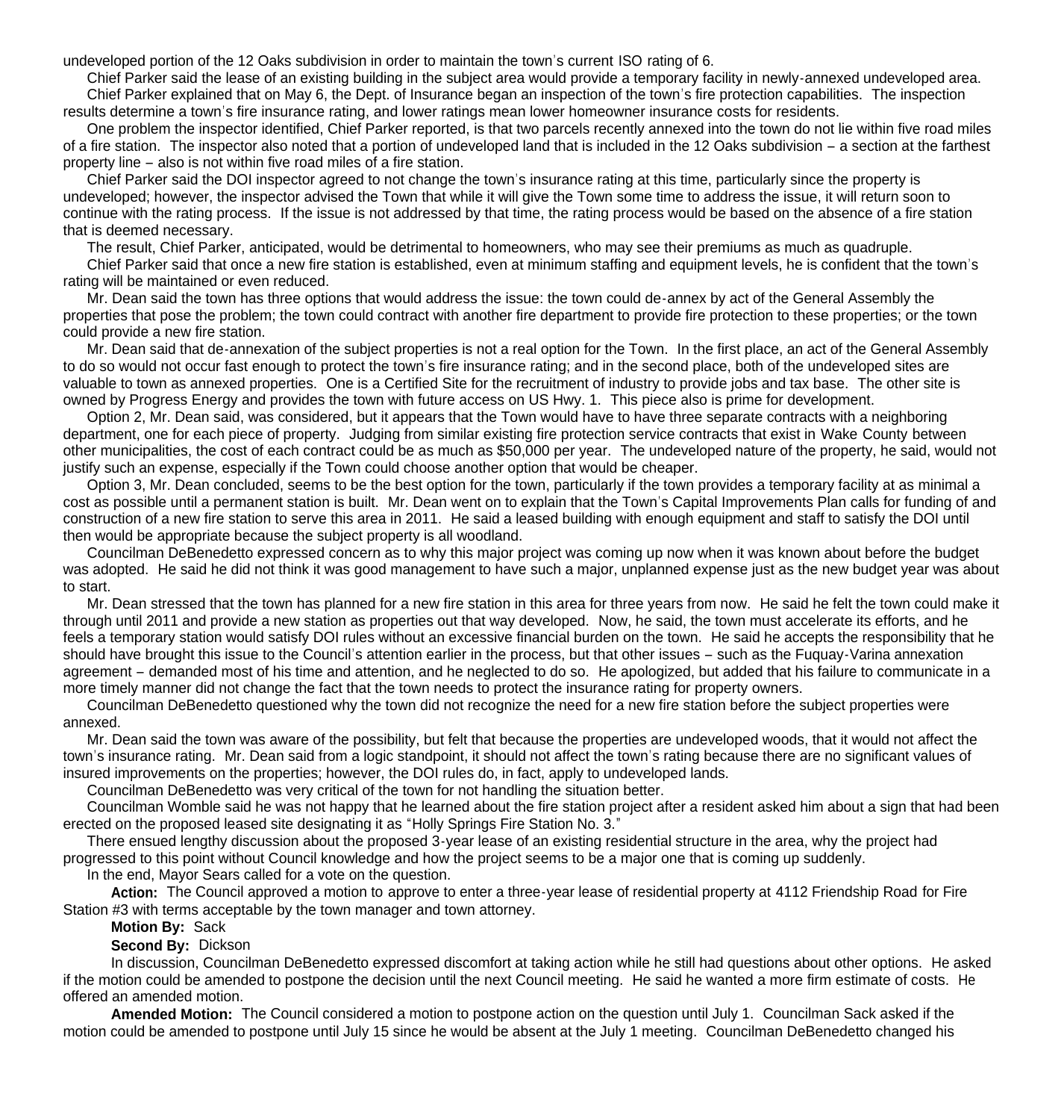undeveloped portion of the 12 Oaks subdivision in order to maintain the town's current ISO rating of 6.

Chief Parker said the lease of an existing building in the subject area would provide a temporary facility in newly-annexed undeveloped area.

Chief Parker explained that on May 6, the Dept. of Insurance began an inspection of the town's fire protection capabilities. The inspection results determine a town's fire insurance rating, and lower ratings mean lower homeowner insurance costs for residents.

One problem the inspector identified, Chief Parker reported, is that two parcels recently annexed into the town do not lie within five road miles of a fire station. The inspector also noted that a portion of undeveloped land that is included in the 12 Oaks subdivision – a section at the farthest property line – also is not within five road miles of a fire station.

Chief Parker said the DOI inspector agreed to not change the town's insurance rating at this time, particularly since the property is undeveloped; however, the inspector advised the Town that while it will give the Town some time to address the issue, it will return soon to continue with the rating process. If the issue is not addressed by that time, the rating process would be based on the absence of a fire station that is deemed necessary.

The result, Chief Parker, anticipated, would be detrimental to homeowners, who may see their premiums as much as quadruple.

Chief Parker said that once a new fire station is established, even at minimum staffing and equipment levels, he is confident that the town's rating will be maintained or even reduced.

Mr. Dean said the town has three options that would address the issue: the town could de-annex by act of the General Assembly the properties that pose the problem; the town could contract with another fire department to provide fire protection to these properties; or the town could provide a new fire station.

Mr. Dean said that de-annexation of the subject properties is not a real option for the Town. In the first place, an act of the General Assembly to do so would not occur fast enough to protect the town's fire insurance rating; and in the second place, both of the undeveloped sites are valuable to town as annexed properties. One is a Certified Site for the recruitment of industry to provide jobs and tax base. The other site is owned by Progress Energy and provides the town with future access on US Hwy. 1. This piece also is prime for development.

Option 2, Mr. Dean said, was considered, but it appears that the Town would have to have three separate contracts with a neighboring department, one for each piece of property. Judging from similar existing fire protection service contracts that exist in Wake County between other municipalities, the cost of each contract could be as much as $50,000 per year. The undeveloped nature of the property, he said, would not justify such an expense, especially if the Town could choose another option that would be cheaper.

Option 3, Mr. Dean concluded, seems to be the best option for the town, particularly if the town provides a temporary facility at as minimal a cost as possible until a permanent station is built. Mr. Dean went on to explain that the Town's Capital Improvements Plan calls for funding of and construction of a new fire station to serve this area in 2011. He said a leased building with enough equipment and staff to satisfy the DOI until then would be appropriate because the subject property is all woodland.

Councilman DeBenedetto expressed concern as to why this major project was coming up now when it was known about before the budget was adopted. He said he did not think it was good management to have such a major, unplanned expense just as the new budget year was about to start.

Mr. Dean stressed that the town has planned for a new fire station in this area for three years from now. He said he felt the town could make it through until 2011 and provide a new station as properties out that way developed. Now, he said, the town must accelerate its efforts, and he feels a temporary station would satisfy DOI rules without an excessive financial burden on the town. He said he accepts the responsibility that he should have brought this issue to the Council's attention earlier in the process, but that other issues – such as the Fuquay-Varina annexation agreement – demanded most of his time and attention, and he neglected to do so. He apologized, but added that his failure to communicate in a more timely manner did not change the fact that the town needs to protect the insurance rating for property owners.

Councilman DeBenedetto questioned why the town did not recognize the need for a new fire station before the subject properties were annexed.

Mr. Dean said the town was aware of the possibility, but felt that because the properties are undeveloped woods, that it would not affect the town's insurance rating. Mr. Dean said from a logic standpoint, it should not affect the town's rating because there are no significant values of insured improvements on the properties; however, the DOI rules do, in fact, apply to undeveloped lands.

Councilman DeBenedetto was very critical of the town for not handling the situation better.

Councilman Womble said he was not happy that he learned about the fire station project after a resident asked him about a sign that had been erected on the proposed leased site designating it as "Holly Springs Fire Station No. 3."

There ensued lengthy discussion about the proposed 3-year lease of an existing residential structure in the area, why the project had progressed to this point without Council knowledge and how the project seems to be a major one that is coming up suddenly.

In the end, Mayor Sears called for a vote on the question.

**Action:** The Council approved a motion to approve to enter a three-year lease of residential property at 4112 Friendship Road for Fire Station #3 with terms acceptable by the town manager and town attorney.

**Motion By:** Sack

**Second By:** Dickson

In discussion, Councilman DeBenedetto expressed discomfort at taking action while he still had questions about other options. He asked if the motion could be amended to postpone the decision until the next Council meeting. He said he wanted a more firm estimate of costs. He offered an amended motion.

**Amended Motion:** The Council considered a motion to postpone action on the question until July 1. Councilman Sack asked if the motion could be amended to postpone until July 15 since he would be absent at the July 1 meeting. Councilman DeBenedetto changed his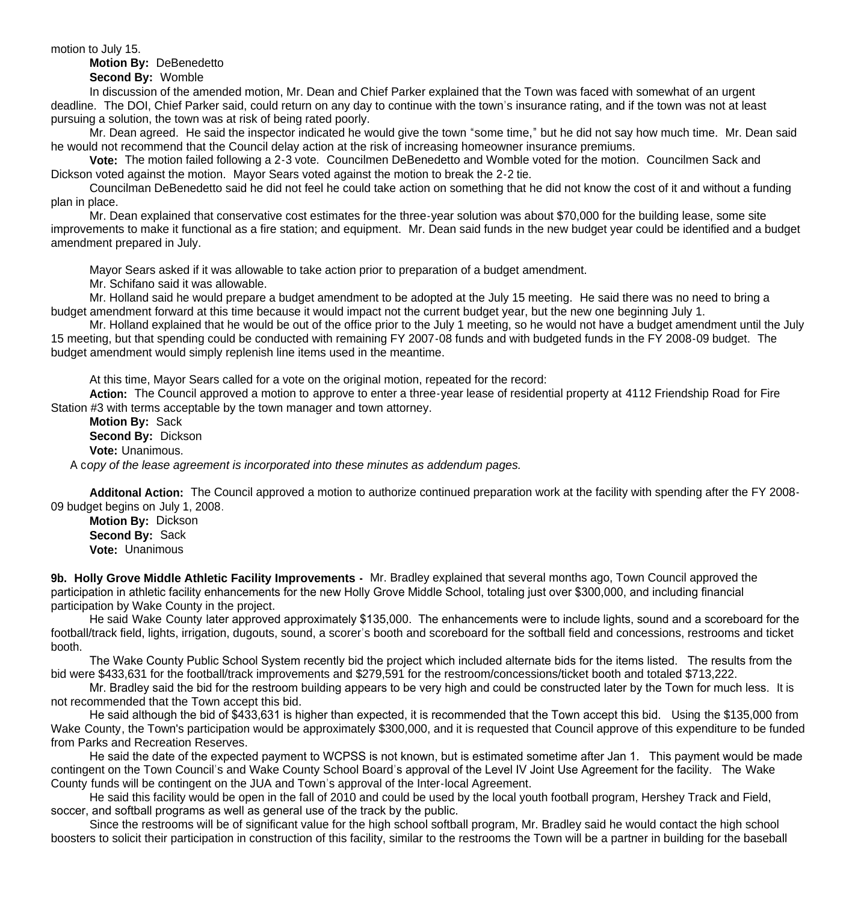motion to July 15.

**Motion By:** DeBenedetto

**Second By:** Womble

In discussion of the amended motion, Mr. Dean and Chief Parker explained that the Town was faced with somewhat of an urgent deadline. The DOI, Chief Parker said, could return on any day to continue with the town's insurance rating, and if the town was not at least pursuing a solution, the town was at risk of being rated poorly.

Mr. Dean agreed. He said the inspector indicated he would give the town "some time," but he did not say how much time. Mr. Dean said he would not recommend that the Council delay action at the risk of increasing homeowner insurance premiums.

**Vote:** The motion failed following a 2-3 vote. Councilmen DeBenedetto and Womble voted for the motion. Councilmen Sack and Dickson voted against the motion. Mayor Sears voted against the motion to break the 2-2 tie.

Councilman DeBenedetto said he did not feel he could take action on something that he did not know the cost of it and without a funding plan in place.

Mr. Dean explained that conservative cost estimates for the three-year solution was about $70,000 for the building lease, some site improvements to make it functional as a fire station; and equipment. Mr. Dean said funds in the new budget year could be identified and a budget amendment prepared in July.

Mayor Sears asked if it was allowable to take action prior to preparation of a budget amendment.

Mr. Schifano said it was allowable.

Mr. Holland said he would prepare a budget amendment to be adopted at the July 15 meeting. He said there was no need to bring a budget amendment forward at this time because it would impact not the current budget year, but the new one beginning July 1.

Mr. Holland explained that he would be out of the office prior to the July 1 meeting, so he would not have a budget amendment until the July 15 meeting, but that spending could be conducted with remaining FY 2007-08 funds and with budgeted funds in the FY 2008-09 budget. The budget amendment would simply replenish line items used in the meantime.

At this time, Mayor Sears called for a vote on the original motion, repeated for the record:

**Action:** The Council approved a motion to approve to enter a three-year lease of residential property at 4112 Friendship Road for Fire Station #3 with terms acceptable by the town manager and town attorney.

**Motion By:** Sack

**Second By:** Dickson

**Vote:** Unanimous.

A c*opy of the lease agreement is incorporated into these minutes as addendum pages.*

**Additonal Action:** The Council approved a motion to authorize continued preparation work at the facility with spending after the FY 2008-09 budget begins on July 1, 2008.

**Motion By:** Dickson

**Second By:** Sack

**Vote:** Unanimous

**9b. Holly Grove Middle Athletic Facility Improvements -** Mr. Bradley explained that several months ago, Town Council approved the participation in athletic facility enhancements for the new Holly Grove Middle School, totaling just over $300,000, and including financial participation by Wake County in the project.

He said Wake County later approved approximately $135,000. The enhancements were to include lights, sound and a scoreboard for the football/track field, lights, irrigation, dugouts, sound, a scorer's booth and scoreboard for the softball field and concessions, restrooms and ticket booth.

The Wake County Public School System recently bid the project which included alternate bids for the items listed. The results from the bid were $433,631 for the football/track improvements and $279,591 for the restroom/concessions/ticket booth and totaled $713,222.

Mr. Bradley said the bid for the restroom building appears to be very high and could be constructed later by the Town for much less. It is not recommended that the Town accept this bid.

He said although the bid of $433,631 is higher than expected, it is recommended that the Town accept this bid. Using the $135,000 from Wake County, the Town's participation would be approximately $300,000, and it is requested that Council approve of this expenditure to be funded from Parks and Recreation Reserves.

He said the date of the expected payment to WCPSS is not known, but is estimated sometime after Jan 1. This payment would be made contingent on the Town Council's and Wake County School Board's approval of the Level IV Joint Use Agreement for the facility. The Wake County funds will be contingent on the JUA and Town's approval of the Inter-local Agreement.

He said this facility would be open in the fall of 2010 and could be used by the local youth football program, Hershey Track and Field, soccer, and softball programs as well as general use of the track by the public.

Since the restrooms will be of significant value for the high school softball program, Mr. Bradley said he would contact the high school boosters to solicit their participation in construction of this facility, similar to the restrooms the Town will be a partner in building for the baseball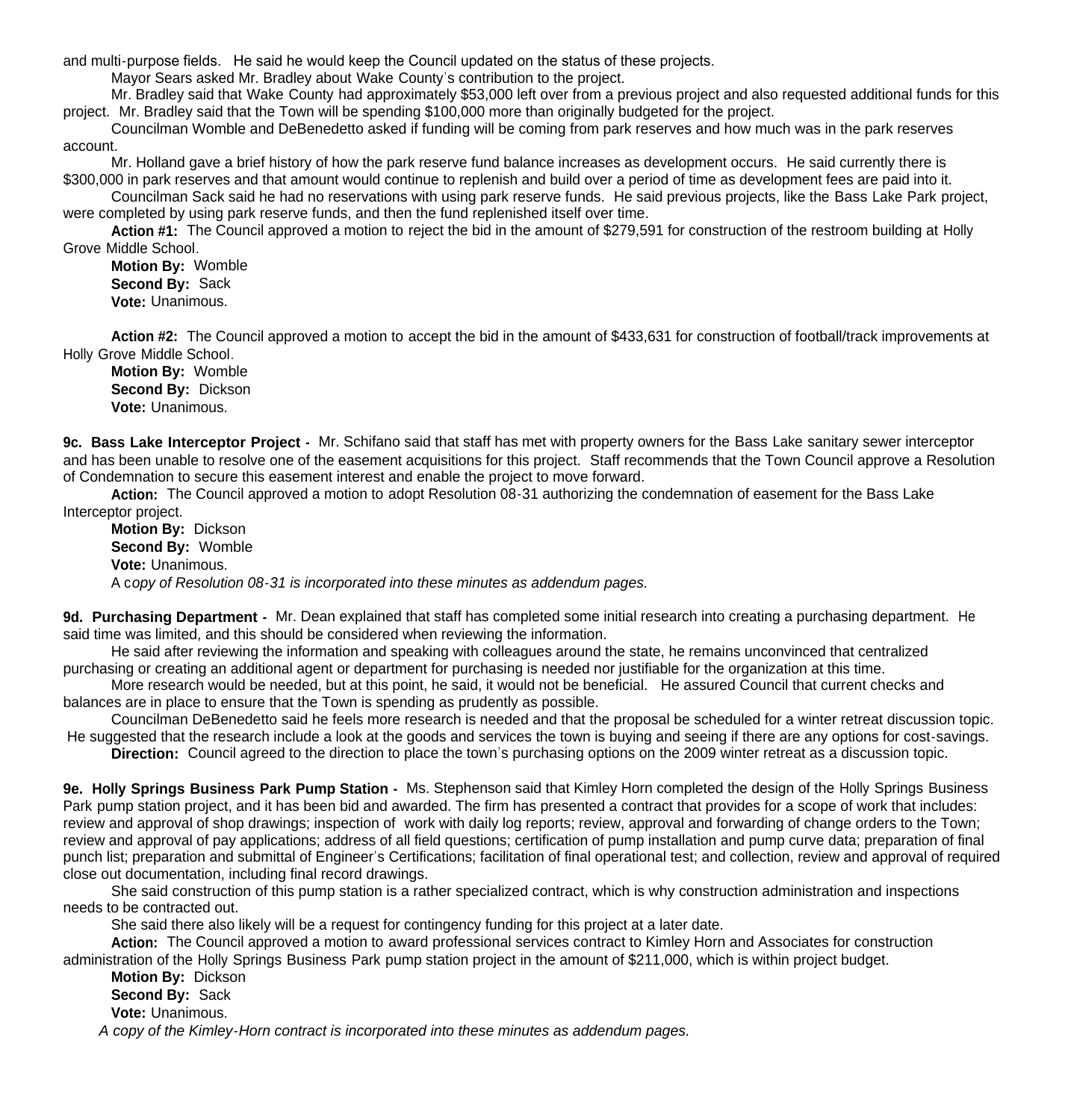and multi-purpose fields. He said he would keep the Council updated on the status of these projects.

Mayor Sears asked Mr. Bradley about Wake County's contribution to the project.

Mr. Bradley said that Wake County had approximately $53,000 left over from a previous project and also requested additional funds for this project. Mr. Bradley said that the Town will be spending $100,000 more than originally budgeted for the project.

Councilman Womble and DeBenedetto asked if funding will be coming from park reserves and how much was in the park reserves account.

Mr. Holland gave a brief history of how the park reserve fund balance increases as development occurs. He said currently there is $300,000 in park reserves and that amount would continue to replenish and build over a period of time as development fees are paid into it.

Councilman Sack said he had no reservations with using park reserve funds. He said previous projects, like the Bass Lake Park project, were completed by using park reserve funds, and then the fund replenished itself over time.

**Action #1:** The Council approved a motion to reject the bid in the amount of $279,591 for construction of the restroom building at Holly Grove Middle School.

**Motion By:** Womble
**Second By:** Sack
**Vote:** Unanimous.

**Action #2:** The Council approved a motion to accept the bid in the amount of $433,631 for construction of football/track improvements at Holly Grove Middle School.

**Motion By:** Womble
**Second By:** Dickson
**Vote:** Unanimous.

**9c. Bass Lake Interceptor Project -** Mr. Schifano said that staff has met with property owners for the Bass Lake sanitary sewer interceptor and has been unable to resolve one of the easement acquisitions for this project. Staff recommends that the Town Council approve a Resolution of Condemnation to secure this easement interest and enable the project to move forward.

**Action:** The Council approved a motion to adopt Resolution 08-31 authorizing the condemnation of easement for the Bass Lake Interceptor project.

**Motion By:** Dickson
**Second By:** Womble
**Vote:** Unanimous.

*A copy of Resolution 08-31 is incorporated into these minutes as addendum pages.*

**9d. Purchasing Department -** Mr. Dean explained that staff has completed some initial research into creating a purchasing department. He said time was limited, and this should be considered when reviewing the information.

He said after reviewing the information and speaking with colleagues around the state, he remains unconvinced that centralized purchasing or creating an additional agent or department for purchasing is needed nor justifiable for the organization at this time.

More research would be needed, but at this point, he said, it would not be beneficial. He assured Council that current checks and balances are in place to ensure that the Town is spending as prudently as possible.

Councilman DeBenedetto said he feels more research is needed and that the proposal be scheduled for a winter retreat discussion topic. He suggested that the research include a look at the goods and services the town is buying and seeing if there are any options for cost-savings.

**Direction:** Council agreed to the direction to place the town's purchasing options on the 2009 winter retreat as a discussion topic.

**9e. Holly Springs Business Park Pump Station -** Ms. Stephenson said that Kimley Horn completed the design of the Holly Springs Business Park pump station project, and it has been bid and awarded. The firm has presented a contract that provides for a scope of work that includes: review and approval of shop drawings; inspection of work with daily log reports; review, approval and forwarding of change orders to the Town; review and approval of pay applications; address of all field questions; certification of pump installation and pump curve data; preparation of final punch list; preparation and submittal of Engineer's Certifications; facilitation of final operational test; and collection, review and approval of required close out documentation, including final record drawings.

She said construction of this pump station is a rather specialized contract, which is why construction administration and inspections needs to be contracted out.

She said there also likely will be a request for contingency funding for this project at a later date.

**Action:** The Council approved a motion to award professional services contract to Kimley Horn and Associates for construction administration of the Holly Springs Business Park pump station project in the amount of $211,000, which is within project budget.

**Motion By:** Dickson
**Second By:** Sack
**Vote:** Unanimous.

*A copy of the Kimley-Horn contract is incorporated into these minutes as addendum pages.*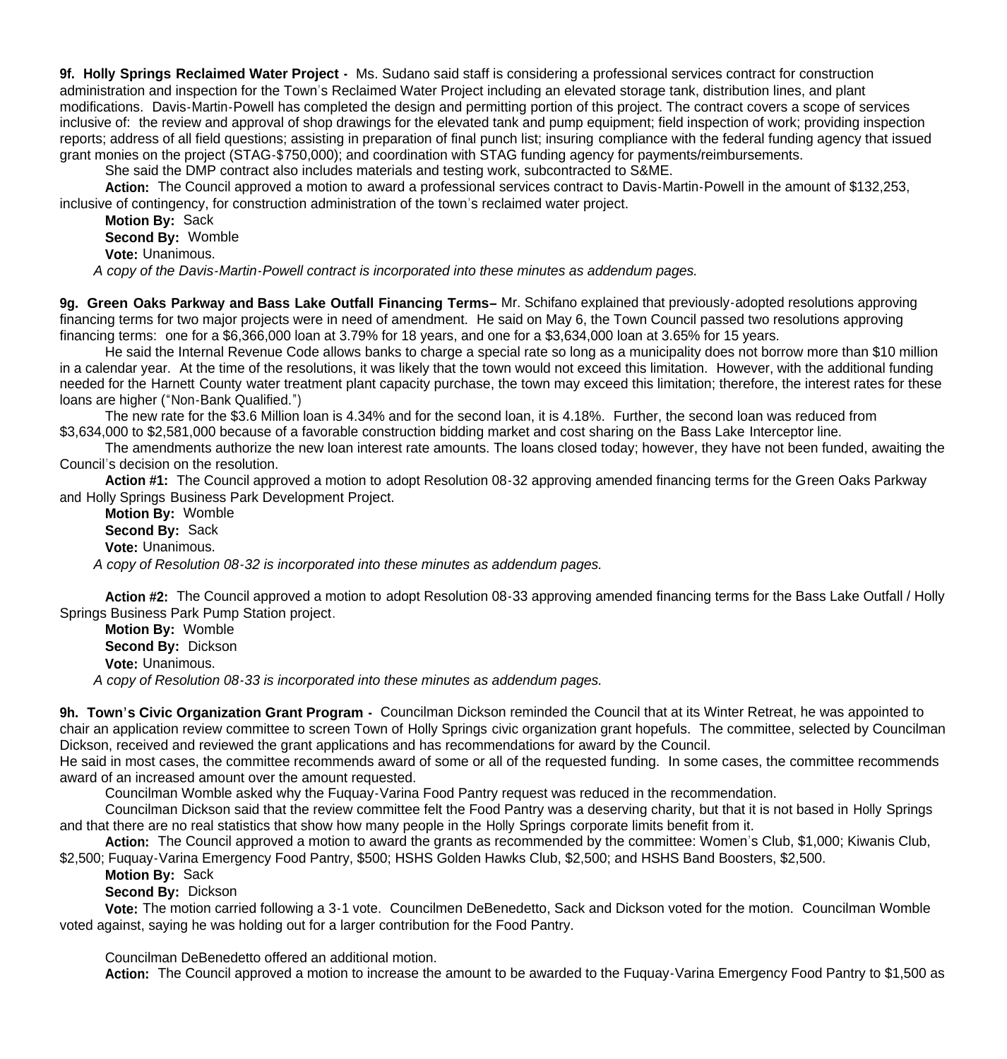**9f. Holly Springs Reclaimed Water Project -** Ms. Sudano said staff is considering a professional services contract for construction administration and inspection for the Town's Reclaimed Water Project including an elevated storage tank, distribution lines, and plant modifications. Davis-Martin-Powell has completed the design and permitting portion of this project. The contract covers a scope of services inclusive of: the review and approval of shop drawings for the elevated tank and pump equipment; field inspection of work; providing inspection reports; address of all field questions; assisting in preparation of final punch list; insuring compliance with the federal funding agency that issued grant monies on the project (STAG-$750,000); and coordination with STAG funding agency for payments/reimbursements.

She said the DMP contract also includes materials and testing work, subcontracted to S&ME.

**Action:** The Council approved a motion to award a professional services contract to Davis-Martin-Powell in the amount of $132,253, inclusive of contingency, for construction administration of the town's reclaimed water project.

**Motion By:** Sack
**Second By:** Womble
**Vote:** Unanimous.

*A copy of the Davis-Martin-Powell contract is incorporated into these minutes as addendum pages.*

**9g. Green Oaks Parkway and Bass Lake Outfall Financing Terms–** Mr. Schifano explained that previously-adopted resolutions approving financing terms for two major projects were in need of amendment. He said on May 6, the Town Council passed two resolutions approving financing terms: one for a $6,366,000 loan at 3.79% for 18 years, and one for a $3,634,000 loan at 3.65% for 15 years.

He said the Internal Revenue Code allows banks to charge a special rate so long as a municipality does not borrow more than $10 million in a calendar year. At the time of the resolutions, it was likely that the town would not exceed this limitation. However, with the additional funding needed for the Harnett County water treatment plant capacity purchase, the town may exceed this limitation; therefore, the interest rates for these loans are higher ("Non-Bank Qualified.")

The new rate for the $3.6 Million loan is 4.34% and for the second loan, it is 4.18%. Further, the second loan was reduced from $3,634,000 to $2,581,000 because of a favorable construction bidding market and cost sharing on the Bass Lake Interceptor line.

The amendments authorize the new loan interest rate amounts. The loans closed today; however, they have not been funded, awaiting the Council's decision on the resolution.

**Action #1:** The Council approved a motion to adopt Resolution 08-32 approving amended financing terms for the Green Oaks Parkway and Holly Springs Business Park Development Project.

**Motion By:** Womble
**Second By:** Sack
**Vote:** Unanimous.

*A copy of Resolution 08-32 is incorporated into these minutes as addendum pages.*

**Action #2:** The Council approved a motion to adopt Resolution 08-33 approving amended financing terms for the Bass Lake Outfall / Holly Springs Business Park Pump Station project.

**Motion By:** Womble
**Second By:** Dickson
**Vote:** Unanimous.

*A copy of Resolution 08-33 is incorporated into these minutes as addendum pages.*

**9h. Town's Civic Organization Grant Program -** Councilman Dickson reminded the Council that at its Winter Retreat, he was appointed to chair an application review committee to screen Town of Holly Springs civic organization grant hopefuls. The committee, selected by Councilman Dickson, received and reviewed the grant applications and has recommendations for award by the Council.

He said in most cases, the committee recommends award of some or all of the requested funding. In some cases, the committee recommends award of an increased amount over the amount requested.

Councilman Womble asked why the Fuquay-Varina Food Pantry request was reduced in the recommendation.

Councilman Dickson said that the review committee felt the Food Pantry was a deserving charity, but that it is not based in Holly Springs and that there are no real statistics that show how many people in the Holly Springs corporate limits benefit from it.

**Action:** The Council approved a motion to award the grants as recommended by the committee: Women's Club, $1,000; Kiwanis Club, $2,500; Fuquay-Varina Emergency Food Pantry, $500; HSHS Golden Hawks Club, $2,500; and HSHS Band Boosters, $2,500.

**Motion By:** Sack
**Second By:** Dickson
**Vote:** The motion carried following a 3-1 vote. Councilmen DeBenedetto, Sack and Dickson voted for the motion. Councilman Womble voted against, saying he was holding out for a larger contribution for the Food Pantry.

Councilman DeBenedetto offered an additional motion.

**Action:** The Council approved a motion to increase the amount to be awarded to the Fuquay-Varina Emergency Food Pantry to $1,500 as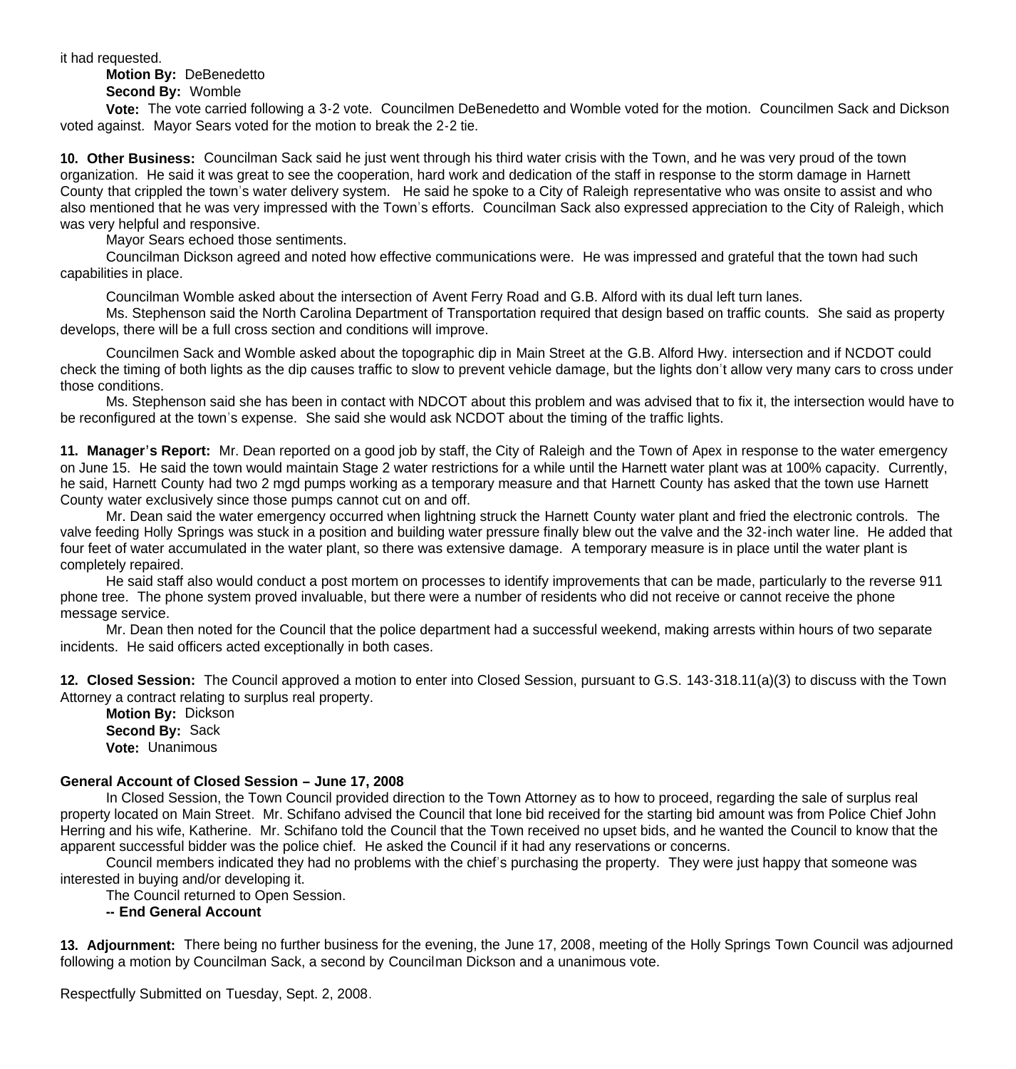it had requested.

**Motion By:** DeBenedetto

**Second By:** Womble

**Vote:** The vote carried following a 3-2 vote. Councilmen DeBenedetto and Womble voted for the motion. Councilmen Sack and Dickson voted against. Mayor Sears voted for the motion to break the 2-2 tie.

**10. Other Business:** Councilman Sack said he just went through his third water crisis with the Town, and he was very proud of the town organization. He said it was great to see the cooperation, hard work and dedication of the staff in response to the storm damage in Harnett County that crippled the town's water delivery system. He said he spoke to a City of Raleigh representative who was onsite to assist and who also mentioned that he was very impressed with the Town's efforts. Councilman Sack also expressed appreciation to the City of Raleigh, which was very helpful and responsive.

Mayor Sears echoed those sentiments.

Councilman Dickson agreed and noted how effective communications were. He was impressed and grateful that the town had such capabilities in place.

Councilman Womble asked about the intersection of Avent Ferry Road and G.B. Alford with its dual left turn lanes.

Ms. Stephenson said the North Carolina Department of Transportation required that design based on traffic counts. She said as property develops, there will be a full cross section and conditions will improve.

Councilmen Sack and Womble asked about the topographic dip in Main Street at the G.B. Alford Hwy. intersection and if NCDOT could check the timing of both lights as the dip causes traffic to slow to prevent vehicle damage, but the lights don't allow very many cars to cross under those conditions.

Ms. Stephenson said she has been in contact with NDCOT about this problem and was advised that to fix it, the intersection would have to be reconfigured at the town's expense. She said she would ask NCDOT about the timing of the traffic lights.

**11. Manager's Report:** Mr. Dean reported on a good job by staff, the City of Raleigh and the Town of Apex in response to the water emergency on June 15. He said the town would maintain Stage 2 water restrictions for a while until the Harnett water plant was at 100% capacity. Currently, he said, Harnett County had two 2 mgd pumps working as a temporary measure and that Harnett County has asked that the town use Harnett County water exclusively since those pumps cannot cut on and off.

Mr. Dean said the water emergency occurred when lightning struck the Harnett County water plant and fried the electronic controls. The valve feeding Holly Springs was stuck in a position and building water pressure finally blew out the valve and the 32-inch water line. He added that four feet of water accumulated in the water plant, so there was extensive damage. A temporary measure is in place until the water plant is completely repaired.

He said staff also would conduct a post mortem on processes to identify improvements that can be made, particularly to the reverse 911 phone tree. The phone system proved invaluable, but there were a number of residents who did not receive or cannot receive the phone message service.

Mr. Dean then noted for the Council that the police department had a successful weekend, making arrests within hours of two separate incidents. He said officers acted exceptionally in both cases.

**12. Closed Session:** The Council approved a motion to enter into Closed Session, pursuant to G.S. 143-318.11(a)(3) to discuss with the Town Attorney a contract relating to surplus real property.

**Motion By:** Dickson

**Second By:** Sack

**Vote:** Unanimous

**General Account of Closed Session – June 17, 2008**

In Closed Session, the Town Council provided direction to the Town Attorney as to how to proceed, regarding the sale of surplus real property located on Main Street. Mr. Schifano advised the Council that lone bid received for the starting bid amount was from Police Chief John Herring and his wife, Katherine. Mr. Schifano told the Council that the Town received no upset bids, and he wanted the Council to know that the apparent successful bidder was the police chief. He asked the Council if it had any reservations or concerns.

Council members indicated they had no problems with the chief's purchasing the property. They were just happy that someone was interested in buying and/or developing it.

The Council returned to Open Session.

**-- End General Account**

**13. Adjournment:** There being no further business for the evening, the June 17, 2008, meeting of the Holly Springs Town Council was adjourned following a motion by Councilman Sack, a second by Councilman Dickson and a unanimous vote.

Respectfully Submitted on Tuesday, Sept. 2, 2008.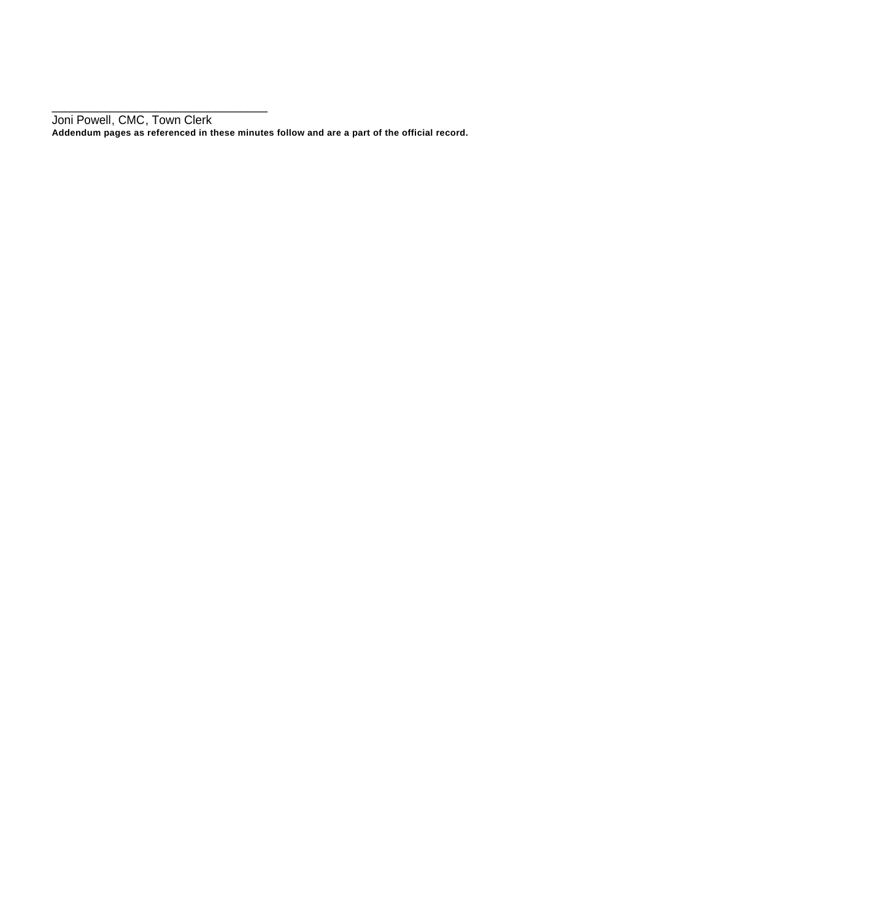______________________________
Joni Powell, CMC, Town Clerk

**Addendum pages as referenced in these minutes follow and are a part of the official record.**